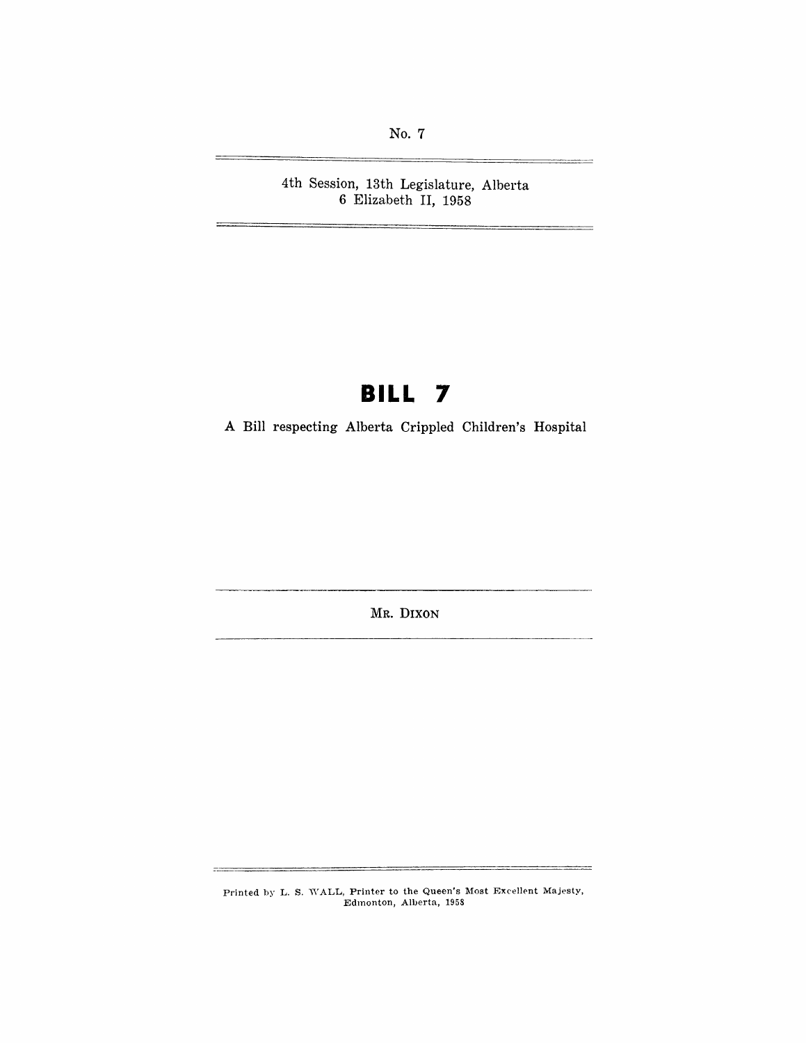No. 7

4th Session, 13th Legislature, Alberta
6 Elizabeth II, 1958

# BILL 7

A Bill respecting Alberta Crippled Children's Hospital

MR. DIXON

Printed by L. S. WALL, Printer to the Queen's Most Excellent Majesty, Edmonton, Alberta, 1958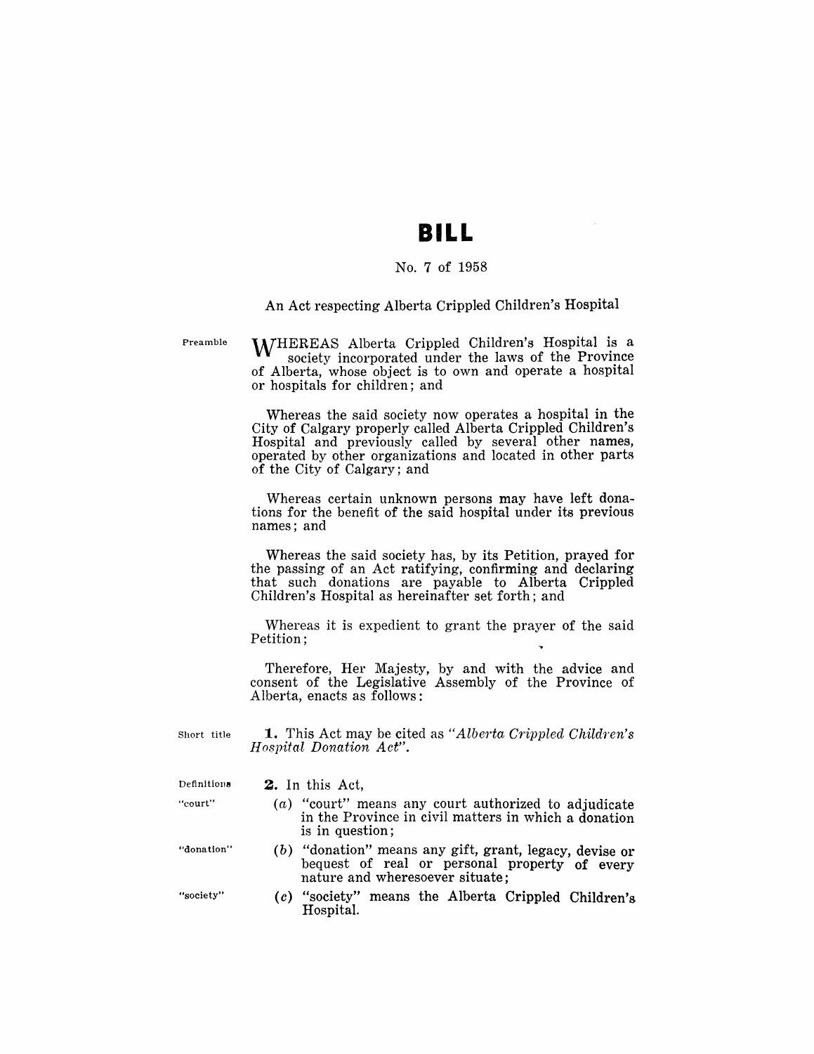# BILL

No. 7 of 1958

An Act respecting Alberta Crippled Children's Hospital

Preamble

WHEREAS Alberta Crippled Children's Hospital is a society incorporated under the laws of the Province of Alberta, whose object is to own and operate a hospital or hospitals for children; and

Whereas the said society now operates a hospital in the City of Calgary properly called Alberta Crippled Children's Hospital and previously called by several other names, operated by other organizations and located in other parts of the City of Calgary; and

Whereas certain unknown persons may have left donations for the benefit of the said hospital under its previous names; and

Whereas the said society has, by its Petition, prayed for the passing of an Act ratifying, confirming and declaring that such donations are payable to Alberta Crippled Children's Hospital as hereinafter set forth; and

Whereas it is expedient to grant the prayer of the said Petition;

Therefore, Her Majesty, by and with the advice and consent of the Legislative Assembly of the Province of Alberta, enacts as follows:

Short title

**1.** This Act may be cited as *"Alberta Crippled Children's Hospital Donation Act"*.

Definitions

**2.** In this Act,

"court"

(*a*) "court" means any court authorized to adjudicate in the Province in civil matters in which a donation is in question;

"donation"

(*b*) "donation" means any gift, grant, legacy, devise or bequest of real or personal property of every nature and wheresoever situate;

"society"

(*c*) "society" means the Alberta Crippled Children's Hospital.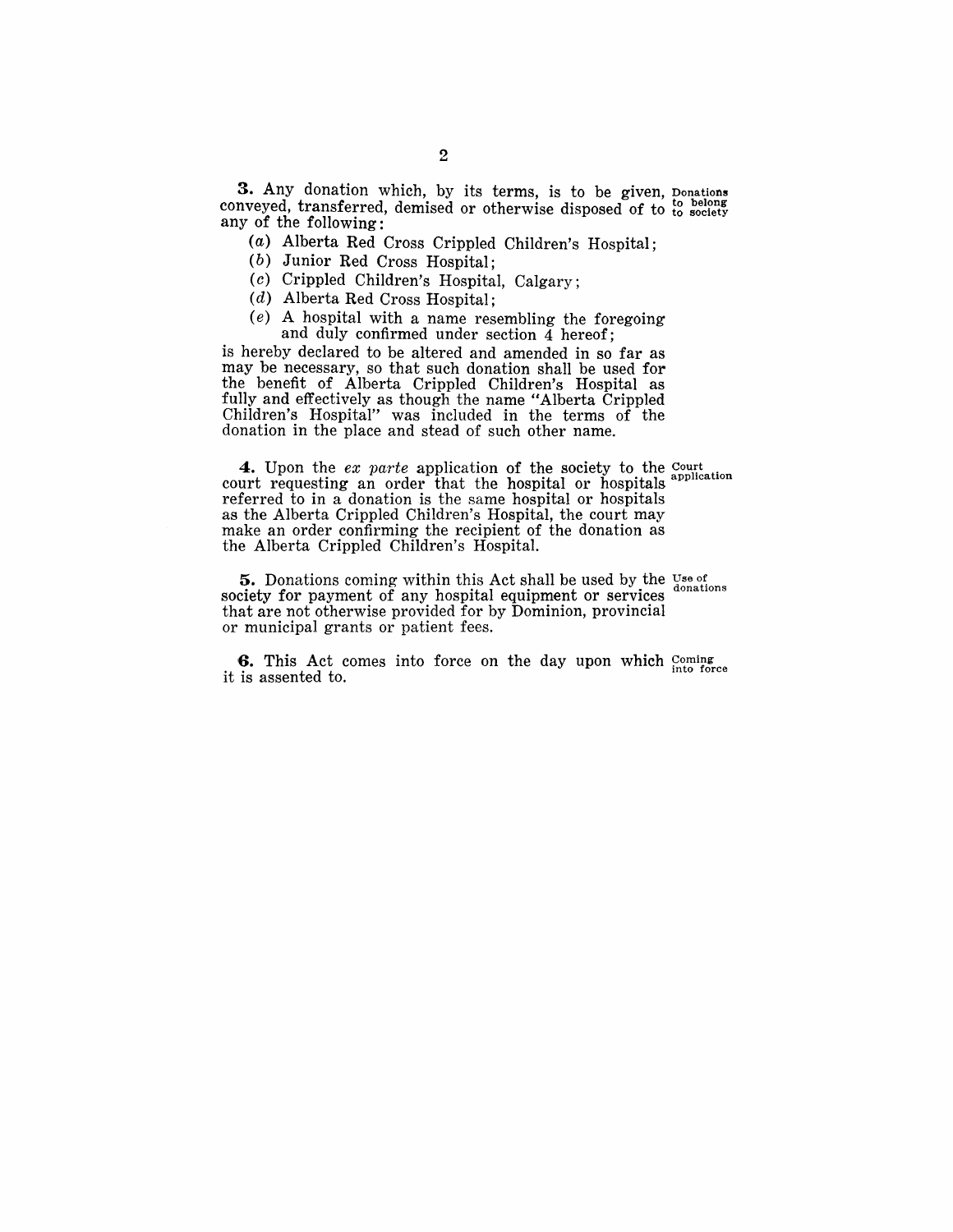**3.** Any donation which, by its terms, is to be given, conveyed, transferred, demised or otherwise disposed of to any of the following:

Donations to belong to society

(*a*) Alberta Red Cross Crippled Children's Hospital;

(*b*) Junior Red Cross Hospital;

(*c*) Crippled Children's Hospital, Calgary;

(*d*) Alberta Red Cross Hospital;

(*e*) A hospital with a name resembling the foregoing and duly confirmed under section 4 hereof;

is hereby declared to be altered and amended in so far as may be necessary, so that such donation shall be used for the benefit of Alberta Crippled Children's Hospital as fully and effectively as though the name "Alberta Crippled Children's Hospital" was included in the terms of the donation in the place and stead of such other name.

**4.** Upon the *ex parte* application of the society to the court requesting an order that the hospital or hospitals referred to in a donation is the same hospital or hospitals as the Alberta Crippled Children's Hospital, the court may make an order confirming the recipient of the donation as the Alberta Crippled Children's Hospital.

Court application

**5.** Donations coming within this Act shall be used by the society for payment of any hospital equipment or services that are not otherwise provided for by Dominion, provincial or municipal grants or patient fees.

Use of donations

**6.** This Act comes into force on the day upon which it is assented to.

Coming into force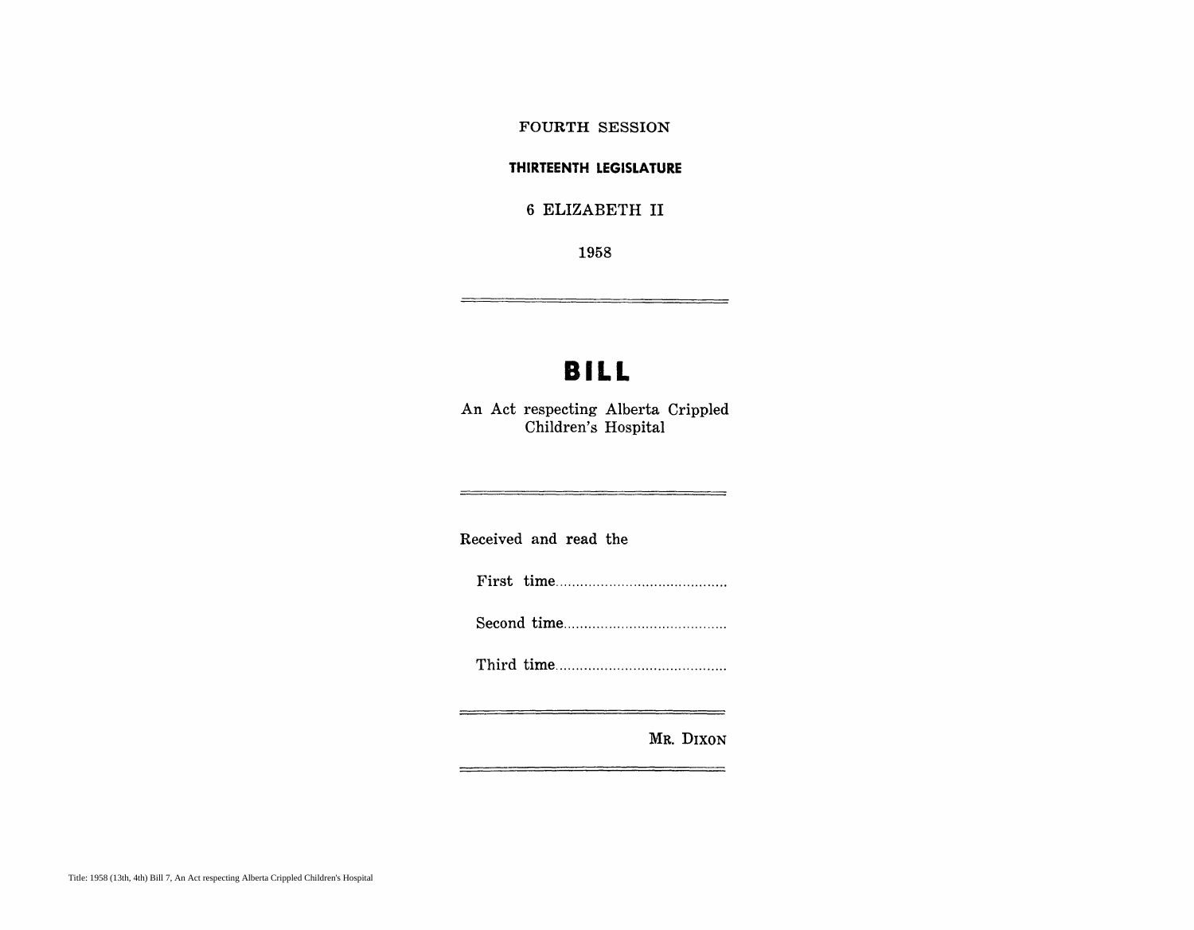FOURTH SESSION

THIRTEENTH LEGISLATURE

6 ELIZABETH II

1958

---

# BILL

An Act respecting Alberta Crippled Children's Hospital

---

Received and read the

First time..........................................

Second time........................................

Third time..........................................

---

MR. DIXON

---

Title: 1958 (13th, 4th) Bill 7, An Act respecting Alberta Crippled Children's Hospital